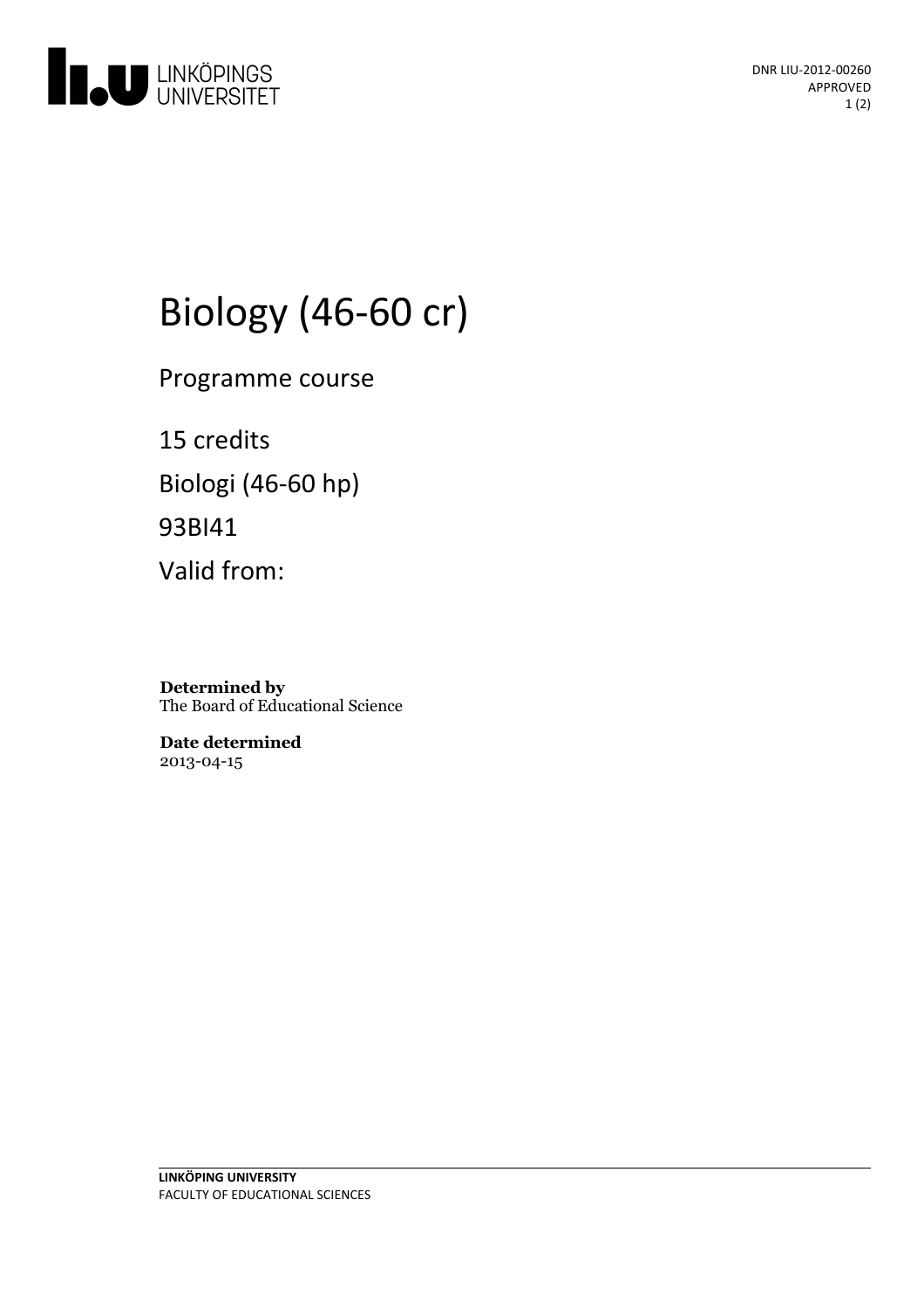DNR LIU-2012-00260
APPROVED

# Biology (46-60 cr)

Programme course

15 credits

Biologi (46-60 hp)

93BI41

Valid from:

**Determined by**
The Board of Educational Science

**Date determined**
2013-04-15

**LINKÖPING UNIVERSITY**
FACULTY OF EDUCATIONAL SCIENCES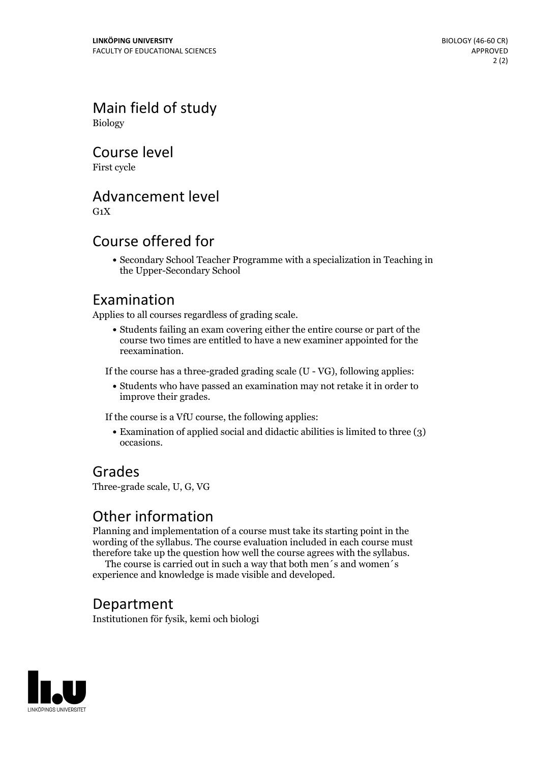## Main field of study

Biology

## Course level

First cycle

## Advancement level

G1X

## Course offered for

- Secondary School Teacher Programme with a specialization in Teaching in the Upper-Secondary School

## Examination

Applies to all courses regardless of grading scale.

- Students failing an exam covering either the entire course or part of the course two times are entitled to have a new examiner appointed for the reexamination.

If the course has a three-graded grading scale (U - VG), following applies:

- Students who have passed an examination may not retake it in order to improve their grades.

If the course is a VfU course, the following applies:

- Examination of applied social and didactic abilities is limited to three (3) occasions.

## Grades

Three-grade scale, U, G, VG

## Other information

Planning and implementation of a course must take its starting point in the wording of the syllabus. The course evaluation included in each course must therefore take up the question how well the course agrees with the syllabus.

The course is carried out in such a way that both men´s and women´s experience and knowledge is made visible and developed.

## Department

Institutionen för fysik, kemi och biologi